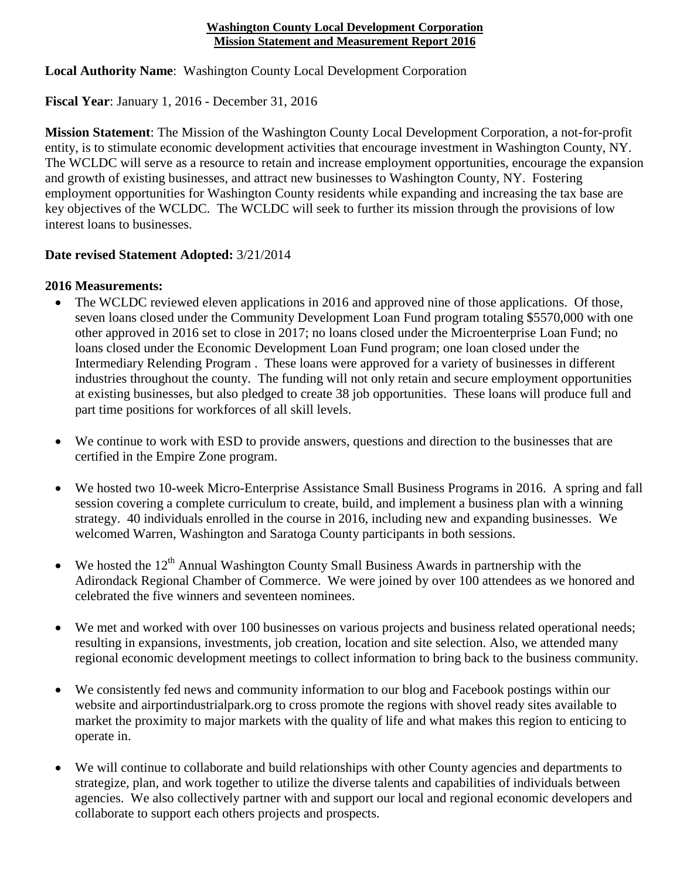**Washington County Local Development Corporation**
**Mission Statement and Measurement Report 2016**

**Local Authority Name**: Washington County Local Development Corporation

**Fiscal Year**: January 1, 2016 - December 31, 2016

**Mission Statement**: The Mission of the Washington County Local Development Corporation, a not-for-profit entity, is to stimulate economic development activities that encourage investment in Washington County, NY. The WCLDC will serve as a resource to retain and increase employment opportunities, encourage the expansion and growth of existing businesses, and attract new businesses to Washington County, NY. Fostering employment opportunities for Washington County residents while expanding and increasing the tax base are key objectives of the WCLDC. The WCLDC will seek to further its mission through the provisions of low interest loans to businesses.

**Date revised Statement Adopted:** 3/21/2014

**2016 Measurements:**

- The WCLDC reviewed eleven applications in 2016 and approved nine of those applications. Of those, seven loans closed under the Community Development Loan Fund program totaling $5570,000 with one other approved in 2016 set to close in 2017; no loans closed under the Microenterprise Loan Fund; no loans closed under the Economic Development Loan Fund program; one loan closed under the Intermediary Relending Program . These loans were approved for a variety of businesses in different industries throughout the county. The funding will not only retain and secure employment opportunities at existing businesses, but also pledged to create 38 job opportunities. These loans will produce full and part time positions for workforces of all skill levels.

- We continue to work with ESD to provide answers, questions and direction to the businesses that are certified in the Empire Zone program.

- We hosted two 10-week Micro-Enterprise Assistance Small Business Programs in 2016. A spring and fall session covering a complete curriculum to create, build, and implement a business plan with a winning strategy. 40 individuals enrolled in the course in 2016, including new and expanding businesses. We welcomed Warren, Washington and Saratoga County participants in both sessions.

- We hosted the 12th Annual Washington County Small Business Awards in partnership with the Adirondack Regional Chamber of Commerce. We were joined by over 100 attendees as we honored and celebrated the five winners and seventeen nominees.

- We met and worked with over 100 businesses on various projects and business related operational needs; resulting in expansions, investments, job creation, location and site selection. Also, we attended many regional economic development meetings to collect information to bring back to the business community.

- We consistently fed news and community information to our blog and Facebook postings within our website and airportindustrialpark.org to cross promote the regions with shovel ready sites available to market the proximity to major markets with the quality of life and what makes this region to enticing to operate in.

- We will continue to collaborate and build relationships with other County agencies and departments to strategize, plan, and work together to utilize the diverse talents and capabilities of individuals between agencies. We also collectively partner with and support our local and regional economic developers and collaborate to support each others projects and prospects.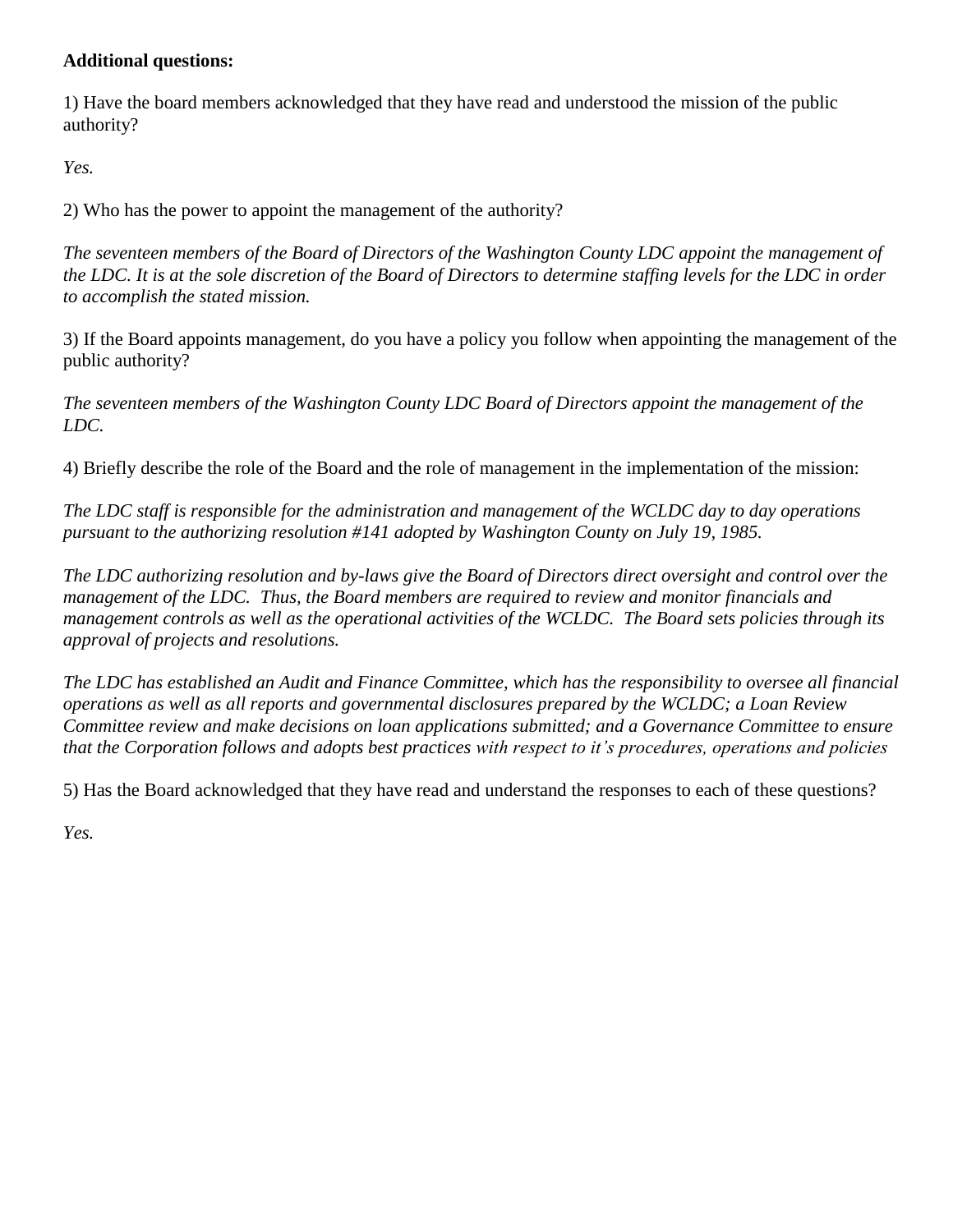**Additional questions:**

1) Have the board members acknowledged that they have read and understood the mission of the public authority?

*Yes.*

2) Who has the power to appoint the management of the authority?

*The seventeen members of the Board of Directors of the Washington County LDC appoint the management of the LDC. It is at the sole discretion of the Board of Directors to determine staffing levels for the LDC in order to accomplish the stated mission.*

3) If the Board appoints management, do you have a policy you follow when appointing the management of the public authority?

*The seventeen members of the Washington County LDC Board of Directors appoint the management of the LDC.*

4) Briefly describe the role of the Board and the role of management in the implementation of the mission:

*The LDC staff is responsible for the administration and management of the WCLDC day to day operations pursuant to the authorizing resolution #141 adopted by Washington County on July 19, 1985.*

*The LDC authorizing resolution and by-laws give the Board of Directors direct oversight and control over the management of the LDC. Thus, the Board members are required to review and monitor financials and management controls as well as the operational activities of the WCLDC. The Board sets policies through its approval of projects and resolutions.*

*The LDC has established an Audit and Finance Committee, which has the responsibility to oversee all financial operations as well as all reports and governmental disclosures prepared by the WCLDC; a Loan Review Committee review and make decisions on loan applications submitted; and a Governance Committee to ensure that the Corporation follows and adopts best practices with respect to it's procedures, operations and policies*

5) Has the Board acknowledged that they have read and understand the responses to each of these questions?

*Yes.*